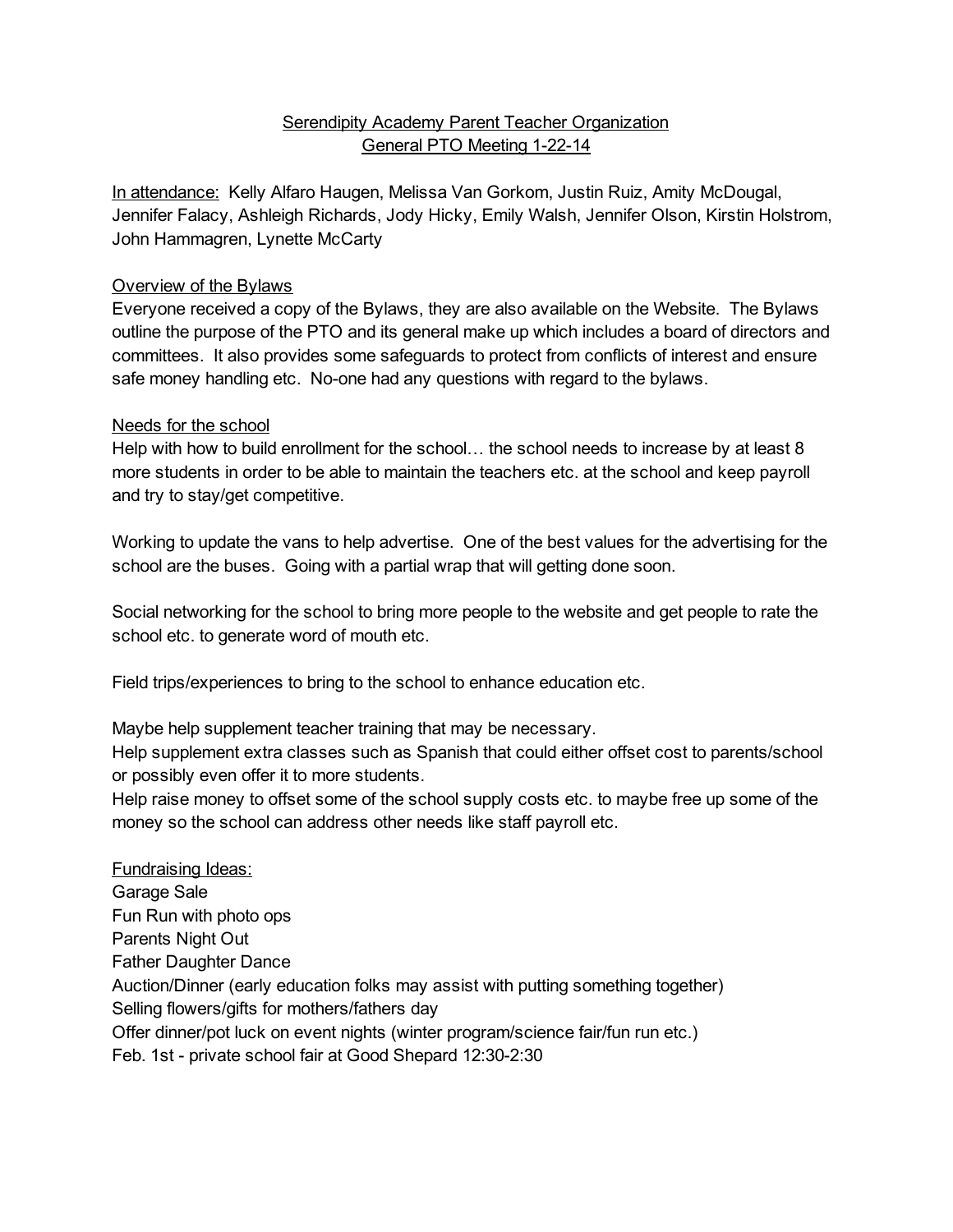# Serendipity Academy Parent Teacher Organization
## General PTO Meeting 1-22-14

In attendance: Kelly Alfaro Haugen, Melissa Van Gorkom, Justin Ruiz, Amity McDougal, Jennifer Falacy, Ashleigh Richards, Jody Hicky, Emily Walsh, Jennifer Olson, Kirstin Holstrom, John Hammagren, Lynette McCarty

### Overview of the Bylaws

Everyone received a copy of the Bylaws, they are also available on the Website. The Bylaws outline the purpose of the PTO and its general make up which includes a board of directors and committees. It also provides some safeguards to protect from conflicts of interest and ensure safe money handling etc. No-one had any questions with regard to the bylaws.

### Needs for the school

Help with how to build enrollment for the school… the school needs to increase by at least 8 more students in order to be able to maintain the teachers etc. at the school and keep payroll and try to stay/get competitive.

Working to update the vans to help advertise. One of the best values for the advertising for the school are the buses. Going with a partial wrap that will getting done soon.

Social networking for the school to bring more people to the website and get people to rate the school etc. to generate word of mouth etc.

Field trips/experiences to bring to the school to enhance education etc.

Maybe help supplement teacher training that may be necessary.
Help supplement extra classes such as Spanish that could either offset cost to parents/school or possibly even offer it to more students.
Help raise money to offset some of the school supply costs etc. to maybe free up some of the money so the school can address other needs like staff payroll etc.

### Fundraising Ideas:

Garage Sale
Fun Run with photo ops
Parents Night Out
Father Daughter Dance
Auction/Dinner (early education folks may assist with putting something together)
Selling flowers/gifts for mothers/fathers day
Offer dinner/pot luck on event nights (winter program/science fair/fun run etc.)
Feb. 1st - private school fair at Good Shepard 12:30-2:30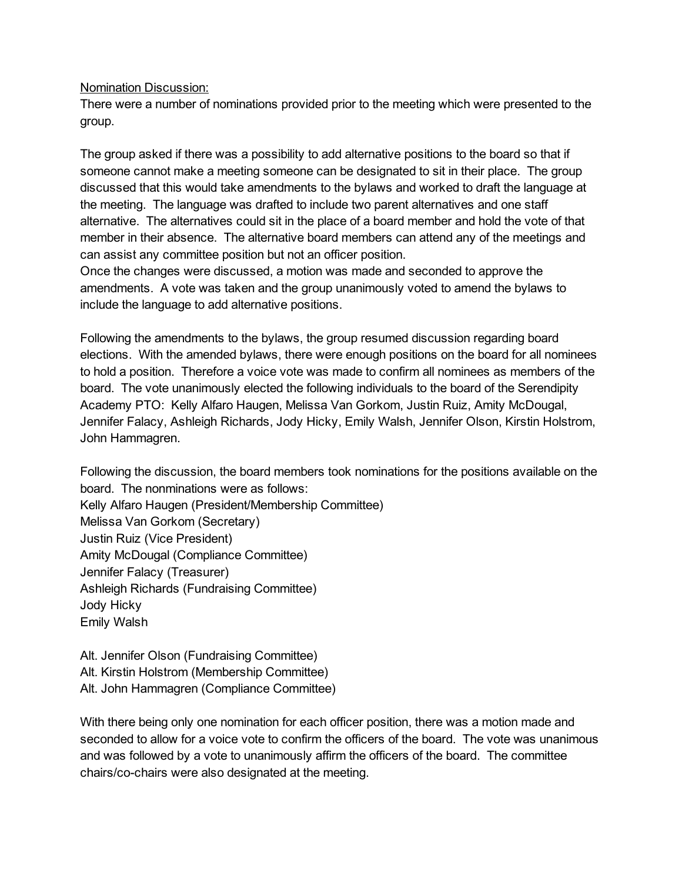<u>Nomination Discussion:</u>
There were a number of nominations provided prior to the meeting which were presented to the group.

The group asked if there was a possibility to add alternative positions to the board so that if someone cannot make a meeting someone can be designated to sit in their place. The group discussed that this would take amendments to the bylaws and worked to draft the language at the meeting. The language was drafted to include two parent alternatives and one staff alternative. The alternatives could sit in the place of a board member and hold the vote of that member in their absence. The alternative board members can attend any of the meetings and can assist any committee position but not an officer position.
Once the changes were discussed, a motion was made and seconded to approve the amendments. A vote was taken and the group unanimously voted to amend the bylaws to include the language to add alternative positions.

Following the amendments to the bylaws, the group resumed discussion regarding board elections. With the amended bylaws, there were enough positions on the board for all nominees to hold a position. Therefore a voice vote was made to confirm all nominees as members of the board. The vote unanimously elected the following individuals to the board of the Serendipity Academy PTO: Kelly Alfaro Haugen, Melissa Van Gorkom, Justin Ruiz, Amity McDougal, Jennifer Falacy, Ashleigh Richards, Jody Hicky, Emily Walsh, Jennifer Olson, Kirstin Holstrom, John Hammagren.

Following the discussion, the board members took nominations for the positions available on the board. The nonminations were as follows:
Kelly Alfaro Haugen (President/Membership Committee)
Melissa Van Gorkom (Secretary)
Justin Ruiz (Vice President)
Amity McDougal (Compliance Committee)
Jennifer Falacy (Treasurer)
Ashleigh Richards (Fundraising Committee)
Jody Hicky
Emily Walsh

Alt. Jennifer Olson (Fundraising Committee)
Alt. Kirstin Holstrom (Membership Committee)
Alt. John Hammagren (Compliance Committee)

With there being only one nomination for each officer position, there was a motion made and seconded to allow for a voice vote to confirm the officers of the board. The vote was unanimous and was followed by a vote to unanimously affirm the officers of the board. The committee chairs/co-chairs were also designated at the meeting.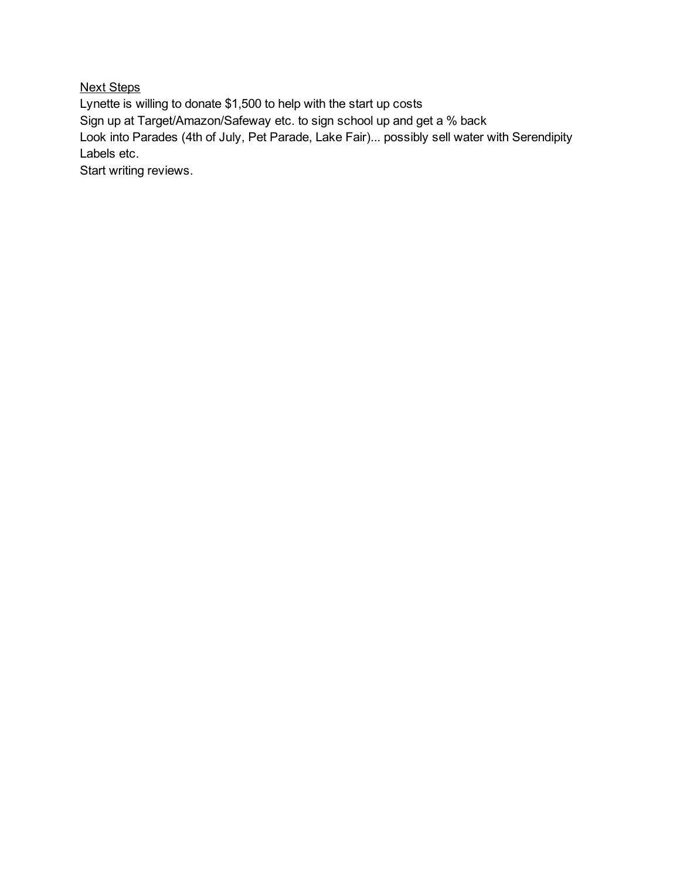<u>Next Steps</u>

Lynette is willing to donate $1,500 to help with the start up costs
Sign up at Target/Amazon/Safeway etc. to sign school up and get a % back
Look into Parades (4th of July, Pet Parade, Lake Fair)... possibly sell water with Serendipity Labels etc.
Start writing reviews.